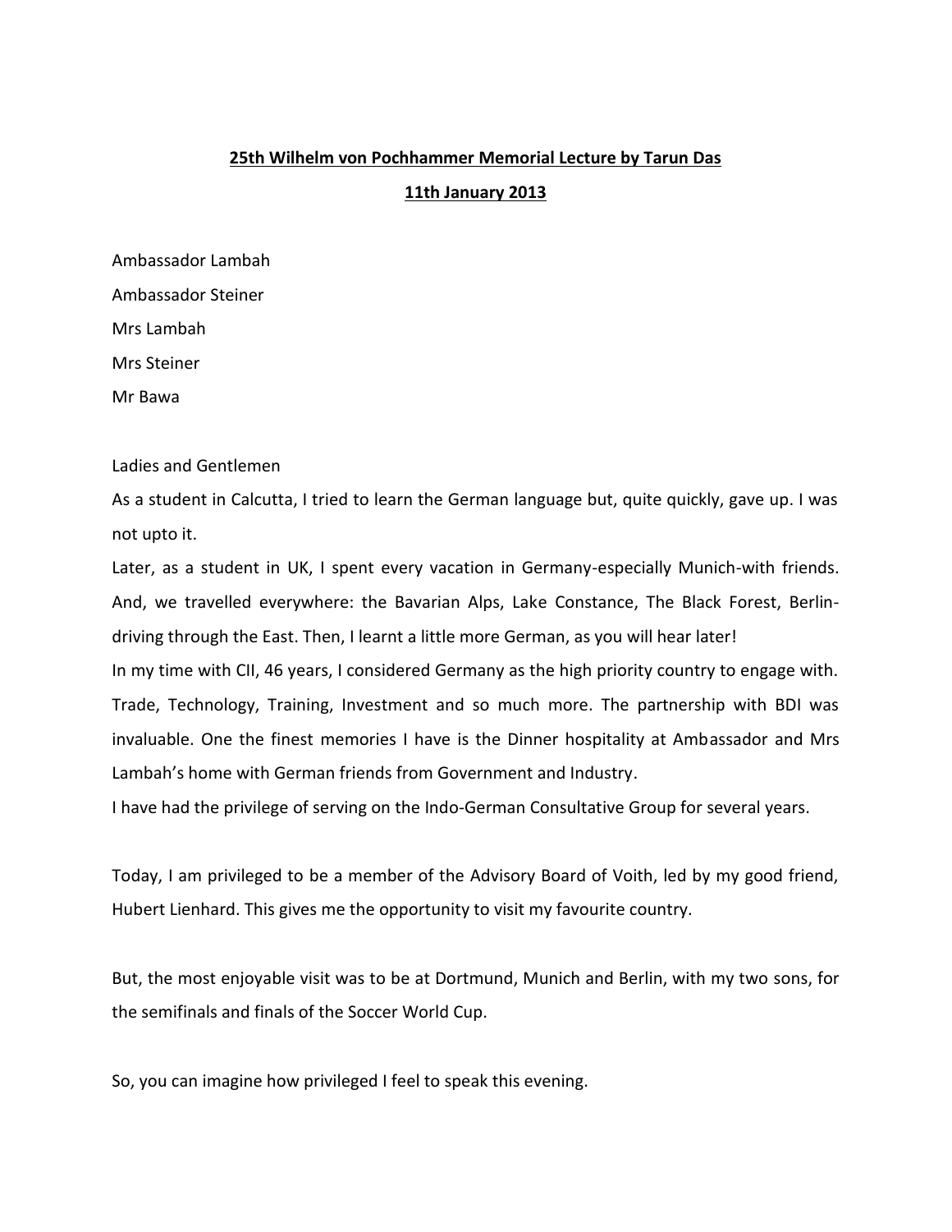**25th Wilhelm von Pochhammer Memorial Lecture by Tarun Das**

**11th January 2013**

Ambassador Lambah

Ambassador Steiner

Mrs Lambah

Mrs Steiner

Mr Bawa

Ladies and Gentlemen

As a student in Calcutta, I tried to learn the German language but, quite quickly, gave up. I was not upto it.

Later, as a student in UK, I spent every vacation in Germany-especially Munich-with friends. And, we travelled everywhere: the Bavarian Alps, Lake Constance, The Black Forest, Berlin-driving through the East. Then, I learnt a little more German, as you will hear later!

In my time with CII, 46 years, I considered Germany as the high priority country to engage with. Trade, Technology, Training, Investment and so much more. The partnership with BDI was invaluable. One the finest memories I have is the Dinner hospitality at Ambassador and Mrs Lambah's home with German friends from Government and Industry.

I have had the privilege of serving on the Indo-German Consultative Group for several years.

Today, I am privileged to be a member of the Advisory Board of Voith, led by my good friend, Hubert Lienhard. This gives me the opportunity to visit my favourite country.

But, the most enjoyable visit was to be at Dortmund, Munich and Berlin, with my two sons, for the semifinals and finals of the Soccer World Cup.

So, you can imagine how privileged I feel to speak this evening.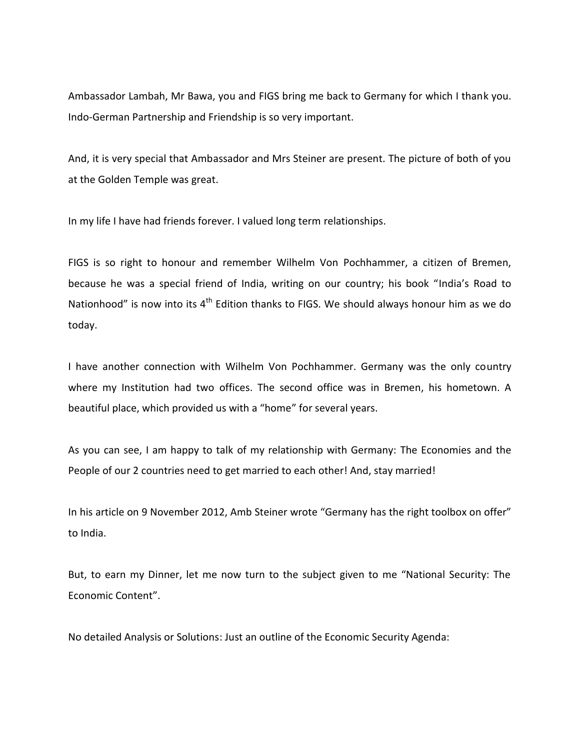Ambassador Lambah, Mr Bawa, you and FIGS bring me back to Germany for which I thank you. Indo-German Partnership and Friendship is so very important.

And, it is very special that Ambassador and Mrs Steiner are present. The picture of both of you at the Golden Temple was great.

In my life I have had friends forever. I valued long term relationships.

FIGS is so right to honour and remember Wilhelm Von Pochhammer, a citizen of Bremen, because he was a special friend of India, writing on our country; his book “India’s Road to Nationhood” is now into its 4th Edition thanks to FIGS. We should always honour him as we do today.

I have another connection with Wilhelm Von Pochhammer. Germany was the only country where my Institution had two offices. The second office was in Bremen, his hometown. A beautiful place, which provided us with a “home” for several years.

As you can see, I am happy to talk of my relationship with Germany: The Economies and the People of our 2 countries need to get married to each other! And, stay married!

In his article on 9 November 2012, Amb Steiner wrote “Germany has the right toolbox on offer” to India.

But, to earn my Dinner, let me now turn to the subject given to me “National Security: The Economic Content”.

No detailed Analysis or Solutions: Just an outline of the Economic Security Agenda: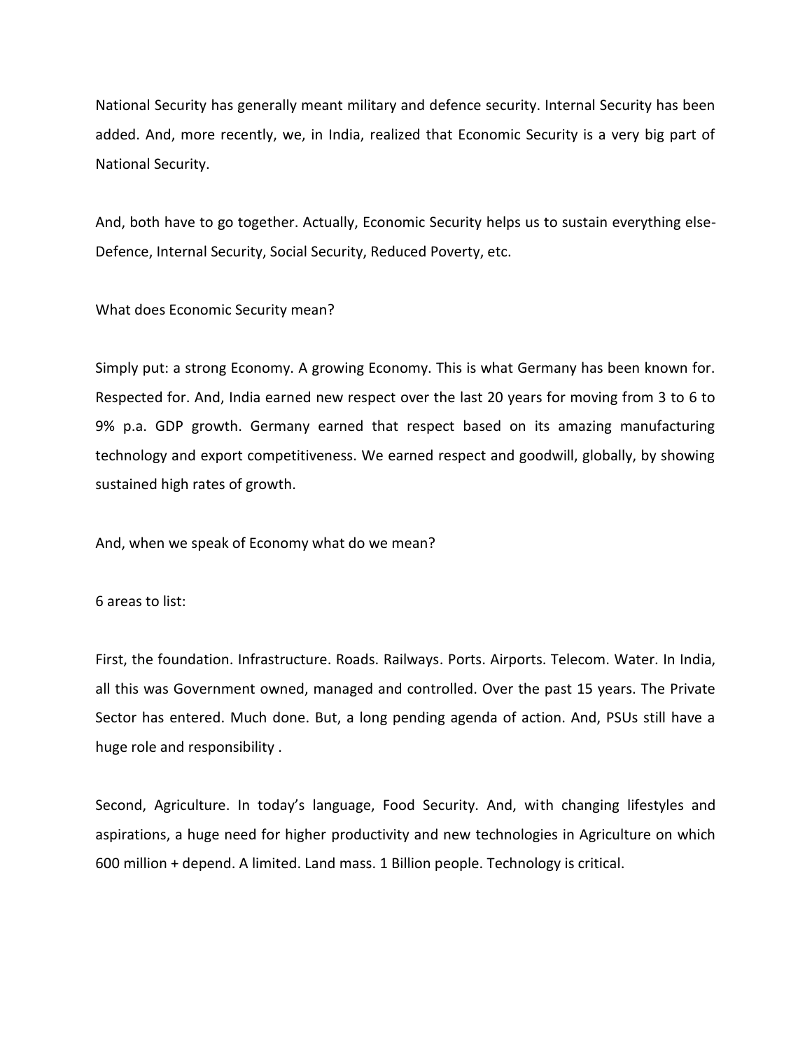National Security has generally meant military and defence security. Internal Security has been added. And, more recently, we, in India, realized that Economic Security is a very big part of National Security.

And, both have to go together. Actually, Economic Security helps us to sustain everything else- Defence, Internal Security, Social Security, Reduced Poverty, etc.

What does Economic Security mean?

Simply put: a strong Economy. A growing Economy. This is what Germany has been known for. Respected for. And, India earned new respect over the last 20 years for moving from 3 to 6 to 9% p.a. GDP growth. Germany earned that respect based on its amazing manufacturing technology and export competitiveness. We earned respect and goodwill, globally, by showing sustained high rates of growth.

And, when we speak of Economy what do we mean?

6 areas to list:

First, the foundation. Infrastructure. Roads. Railways. Ports. Airports. Telecom. Water. In India, all this was Government owned, managed and controlled. Over the past 15 years. The Private Sector has entered. Much done. But, a long pending agenda of action. And, PSUs still have a huge role and responsibility .

Second, Agriculture. In today's language, Food Security. And, with changing lifestyles and aspirations, a huge need for higher productivity and new technologies in Agriculture on which 600 million + depend. A limited. Land mass. 1 Billion people. Technology is critical.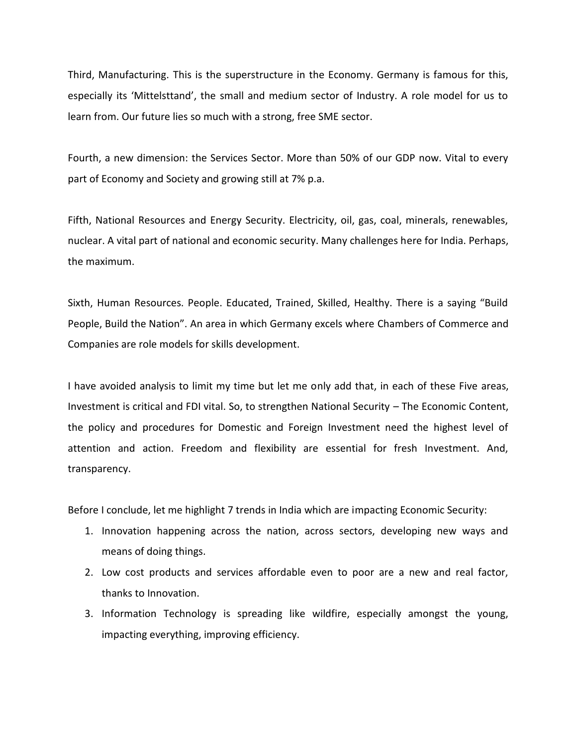Third, Manufacturing. This is the superstructure in the Economy. Germany is famous for this, especially its 'Mittelsttand', the small and medium sector of Industry. A role model for us to learn from. Our future lies so much with a strong, free SME sector.

Fourth, a new dimension: the Services Sector. More than 50% of our GDP now. Vital to every part of Economy and Society and growing still at 7% p.a.

Fifth, National Resources and Energy Security. Electricity, oil, gas, coal, minerals, renewables, nuclear. A vital part of national and economic security. Many challenges here for India. Perhaps, the maximum.

Sixth, Human Resources. People. Educated, Trained, Skilled, Healthy. There is a saying "Build People, Build the Nation". An area in which Germany excels where Chambers of Commerce and Companies are role models for skills development.

I have avoided analysis to limit my time but let me only add that, in each of these Five areas, Investment is critical and FDI vital. So, to strengthen National Security – The Economic Content, the policy and procedures for Domestic and Foreign Investment need the highest level of attention and action. Freedom and flexibility are essential for fresh Investment. And, transparency.

Before I conclude, let me highlight 7 trends in India which are impacting Economic Security:

1. Innovation happening across the nation, across sectors, developing new ways and means of doing things.
2. Low cost products and services affordable even to poor are a new and real factor, thanks to Innovation.
3. Information Technology is spreading like wildfire, especially amongst the young, impacting everything, improving efficiency.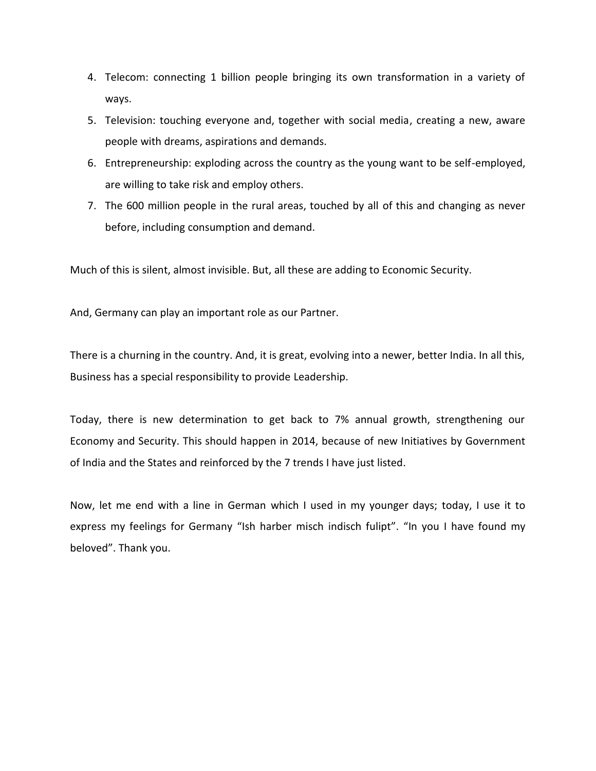4. Telecom: connecting 1 billion people bringing its own transformation in a variety of ways.
5. Television: touching everyone and, together with social media, creating a new, aware people with dreams, aspirations and demands.
6. Entrepreneurship: exploding across the country as the young want to be self-employed, are willing to take risk and employ others.
7. The 600 million people in the rural areas, touched by all of this and changing as never before, including consumption and demand.

Much of this is silent, almost invisible. But, all these are adding to Economic Security.

And, Germany can play an important role as our Partner.

There is a churning in the country. And, it is great, evolving into a newer, better India. In all this, Business has a special responsibility to provide Leadership.

Today, there is new determination to get back to 7% annual growth, strengthening our Economy and Security. This should happen in 2014, because of new Initiatives by Government of India and the States and reinforced by the 7 trends I have just listed.

Now, let me end with a line in German which I used in my younger days; today, I use it to express my feelings for Germany "Ish harber misch indisch fulipt". "In you I have found my beloved". Thank you.